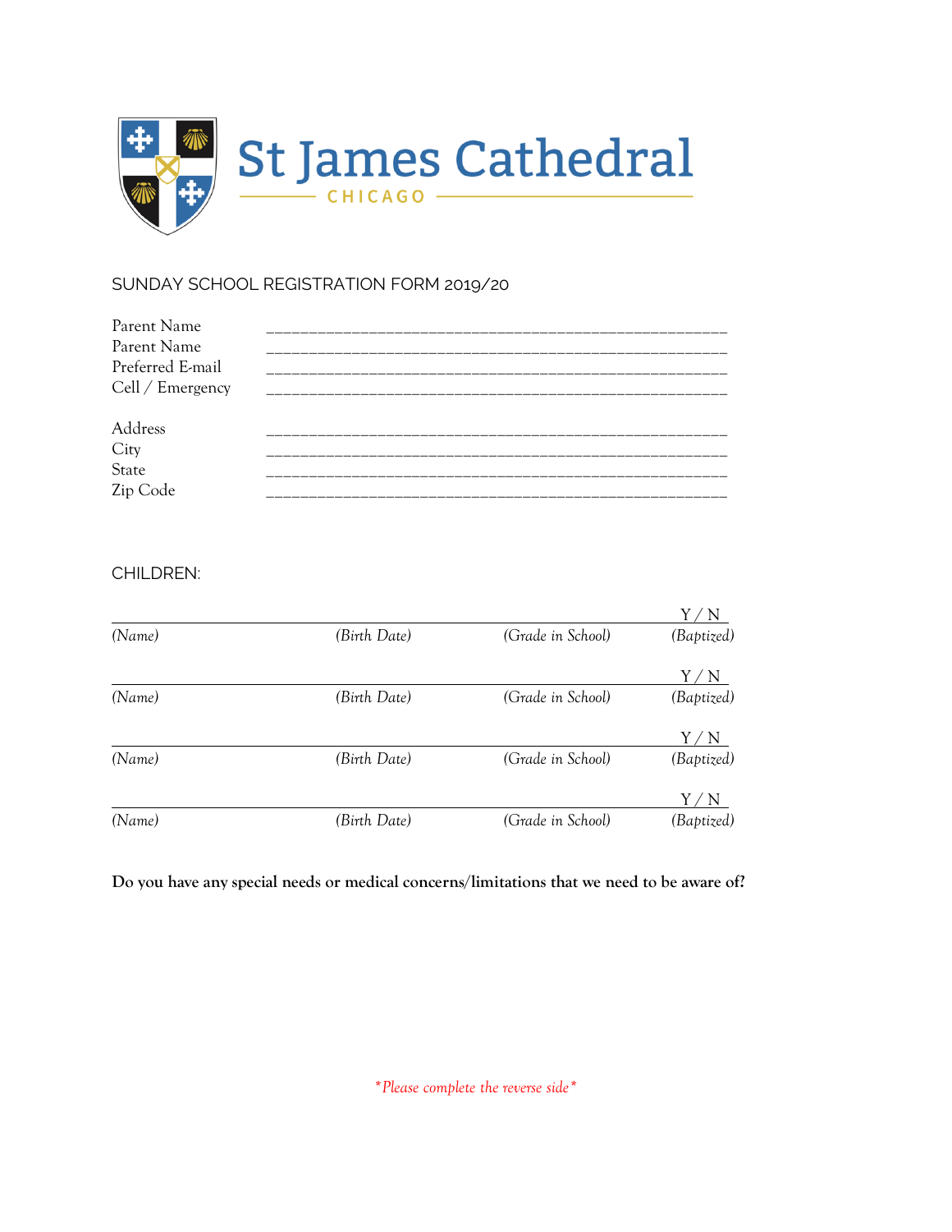St James Cathedral

CHICAGO

SUNDAY SCHOOL REGISTRATION FORM 2019/20

Parent Name ______________________________________________________
Parent Name ______________________________________________________
Preferred E-mail ______________________________________________________
Cell / Emergency ______________________________________________________

Address ______________________________________________________
City ______________________________________________________
State ______________________________________________________
Zip Code ______________________________________________________

CHILDREN:

| | | | Y / N |
|---|---|---|---|
| *(Name)* | *(Birth Date)* | *(Grade in School)* | *(Baptized)* |
| | | | Y / N |
| *(Name)* | *(Birth Date)* | *(Grade in School)* | *(Baptized)* |
| | | | Y / N |
| *(Name)* | *(Birth Date)* | *(Grade in School)* | *(Baptized)* |
| | | | Y / N |
| *(Name)* | *(Birth Date)* | *(Grade in School)* | *(Baptized)* |

**Do you have any special needs or medical concerns/limitations that we need to be aware of?**

*\*Please complete the reverse side\**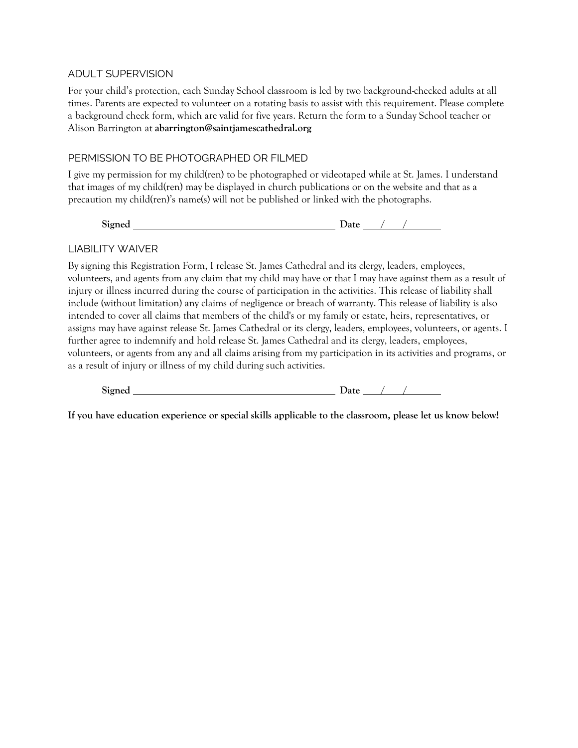## ADULT SUPERVISION

For your child's protection, each Sunday School classroom is led by two background-checked adults at all times. Parents are expected to volunteer on a rotating basis to assist with this requirement. Please complete a background check form, which are valid for five years. Return the form to a Sunday School teacher or Alison Barrington at **abarrington@saintjamescathedral.org**

## PERMISSION TO BE PHOTOGRAPHED OR FILMED

I give my permission for my child(ren) to be photographed or videotaped while at St. James. I understand that images of my child(ren) may be displayed in church publications or on the website and that as a precaution my child(ren)'s name(s) will not be published or linked with the photographs.

**Signed** ________________________________________ **Date** ____/____/________

## LIABILITY WAIVER

By signing this Registration Form, I release St. James Cathedral and its clergy, leaders, employees, volunteers, and agents from any claim that my child may have or that I may have against them as a result of injury or illness incurred during the course of participation in the activities. This release of liability shall include (without limitation) any claims of negligence or breach of warranty. This release of liability is also intended to cover all claims that members of the child's or my family or estate, heirs, representatives, or assigns may have against release St. James Cathedral or its clergy, leaders, employees, volunteers, or agents. I further agree to indemnify and hold release St. James Cathedral and its clergy, leaders, employees, volunteers, or agents from any and all claims arising from my participation in its activities and programs, or as a result of injury or illness of my child during such activities.

**Signed** ________________________________________ **Date** ____/____/________

**If you have education experience or special skills applicable to the classroom, please let us know below!**